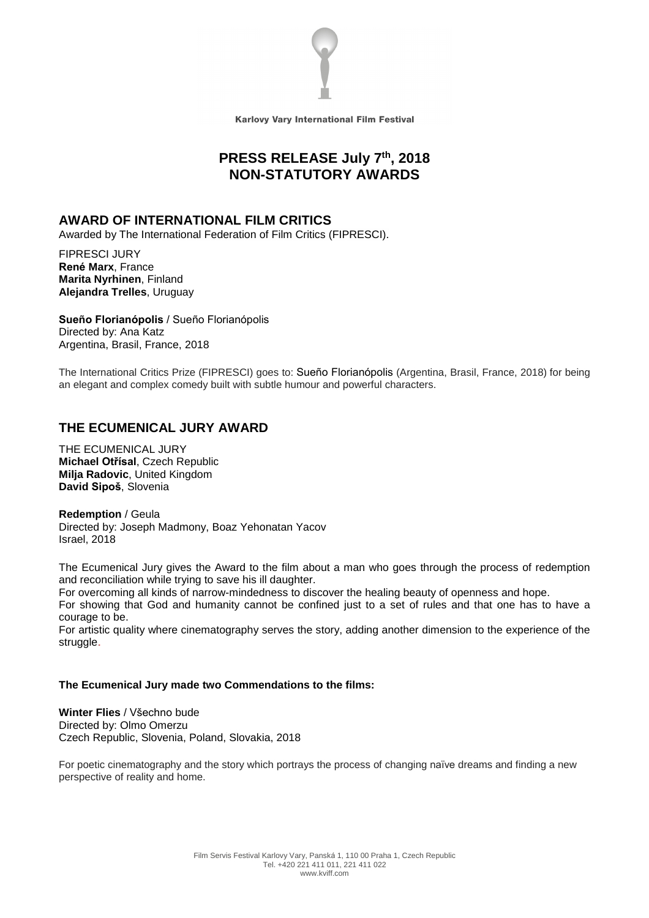Karlovy Vary International Film Festival

# PRESS RELEASE July 7th, 2018
# NON-STATUTORY AWARDS

## AWARD OF INTERNATIONAL FILM CRITICS

Awarded by The International Federation of Film Critics (FIPRESCI).

FIPRESCI JURY
**René Marx**, France
**Marita Nyrhinen**, Finland
**Alejandra Trelles**, Uruguay

**Sueño Florianópolis** / Sueño Florianópolis
Directed by: Ana Katz
Argentina, Brasil, France, 2018

The International Critics Prize (FIPRESCI) goes to: Sueño Florianópolis (Argentina, Brasil, France, 2018) for being an elegant and complex comedy built with subtle humour and powerful characters.

## THE ECUMENICAL JURY AWARD

THE ECUMENICAL JURY
**Michael Otřísal**, Czech Republic
**Milja Radovic**, United Kingdom
**David Sipoš**, Slovenia

**Redemption** / Geula
Directed by: Joseph Madmony, Boaz Yehonatan Yacov
Israel, 2018

The Ecumenical Jury gives the Award to the film about a man who goes through the process of redemption and reconciliation while trying to save his ill daughter.
For overcoming all kinds of narrow-mindedness to discover the healing beauty of openness and hope.
For showing that God and humanity cannot be confined just to a set of rules and that one has to have a courage to be.
For artistic quality where cinematography serves the story, adding another dimension to the experience of the struggle.

**The Ecumenical Jury made two Commendations to the films:**

**Winter Flies** / Všechno bude
Directed by: Olmo Omerzu
Czech Republic, Slovenia, Poland, Slovakia, 2018

For poetic cinematography and the story which portrays the process of changing naïve dreams and finding a new perspective of reality and home.

Film Servis Festival Karlovy Vary, Panská 1, 110 00 Praha 1, Czech Republic
Tel. +420 221 411 011, 221 411 022
www.kviff.com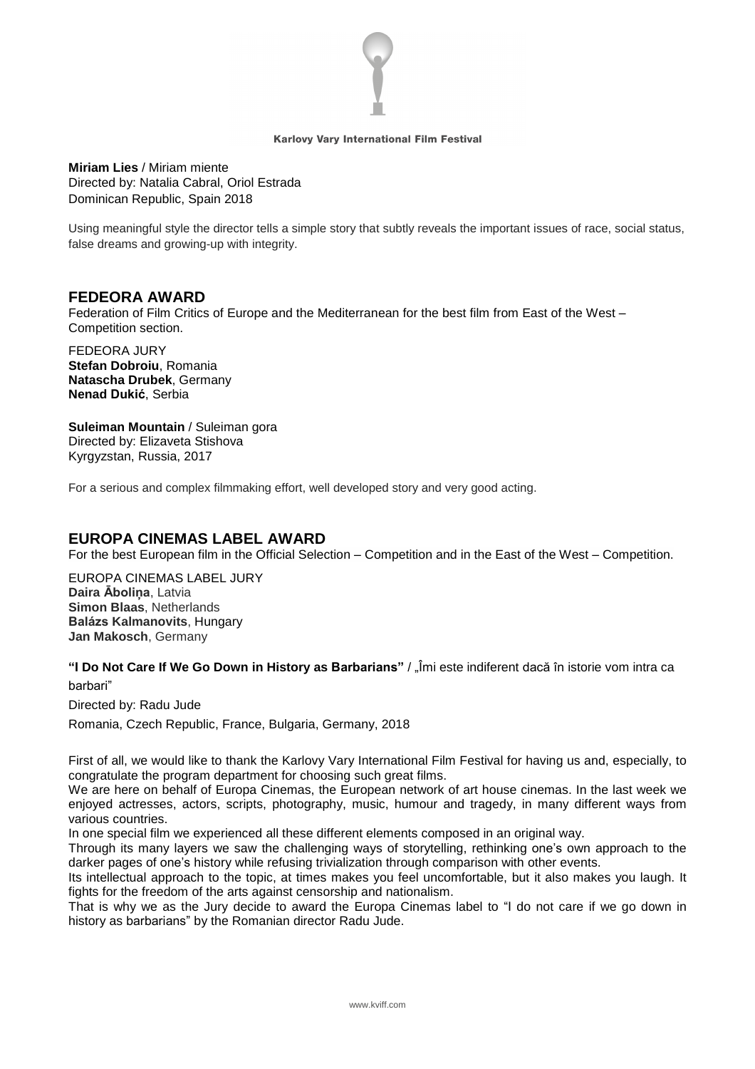**Miriam Lies** / Miriam miente
Directed by: Natalia Cabral, Oriol Estrada
Dominican Republic, Spain 2018

Using meaningful style the director tells a simple story that subtly reveals the important issues of race, social status, false dreams and growing-up with integrity.

## FEDEORA AWARD

Federation of Film Critics of Europe and the Mediterranean for the best film from East of the West – Competition section.

FEDEORA JURY
**Stefan Dobroiu**, Romania
**Natascha Drubek**, Germany
**Nenad Dukić**, Serbia

**Suleiman Mountain** / Suleiman gora
Directed by: Elizaveta Stishova
Kyrgyzstan, Russia, 2017

For a serious and complex filmmaking effort, well developed story and very good acting.

## EUROPA CINEMAS LABEL AWARD

For the best European film in the Official Selection – Competition and in the East of the West – Competition.

EUROPA CINEMAS LABEL JURY
**Daira Āboliņa**, Latvia
**Simon Blaas**, Netherlands
**Balázs Kalmanovits**, Hungary
**Jan Makosch**, Germany

**"I Do Not Care If We Go Down in History as Barbarians"** / „Îmi este indiferent dacă în istorie vom intra ca barbari"

Directed by: Radu Jude

Romania, Czech Republic, France, Bulgaria, Germany, 2018

First of all, we would like to thank the Karlovy Vary International Film Festival for having us and, especially, to congratulate the program department for choosing such great films.
We are here on behalf of Europa Cinemas, the European network of art house cinemas. In the last week we enjoyed actresses, actors, scripts, photography, music, humour and tragedy, in many different ways from various countries.
In one special film we experienced all these different elements composed in an original way.
Through its many layers we saw the challenging ways of storytelling, rethinking one's own approach to the darker pages of one's history while refusing trivialization through comparison with other events.
Its intellectual approach to the topic, at times makes you feel uncomfortable, but it also makes you laugh. It fights for the freedom of the arts against censorship and nationalism.
That is why we as the Jury decide to award the Europa Cinemas label to "I do not care if we go down in history as barbarians" by the Romanian director Radu Jude.